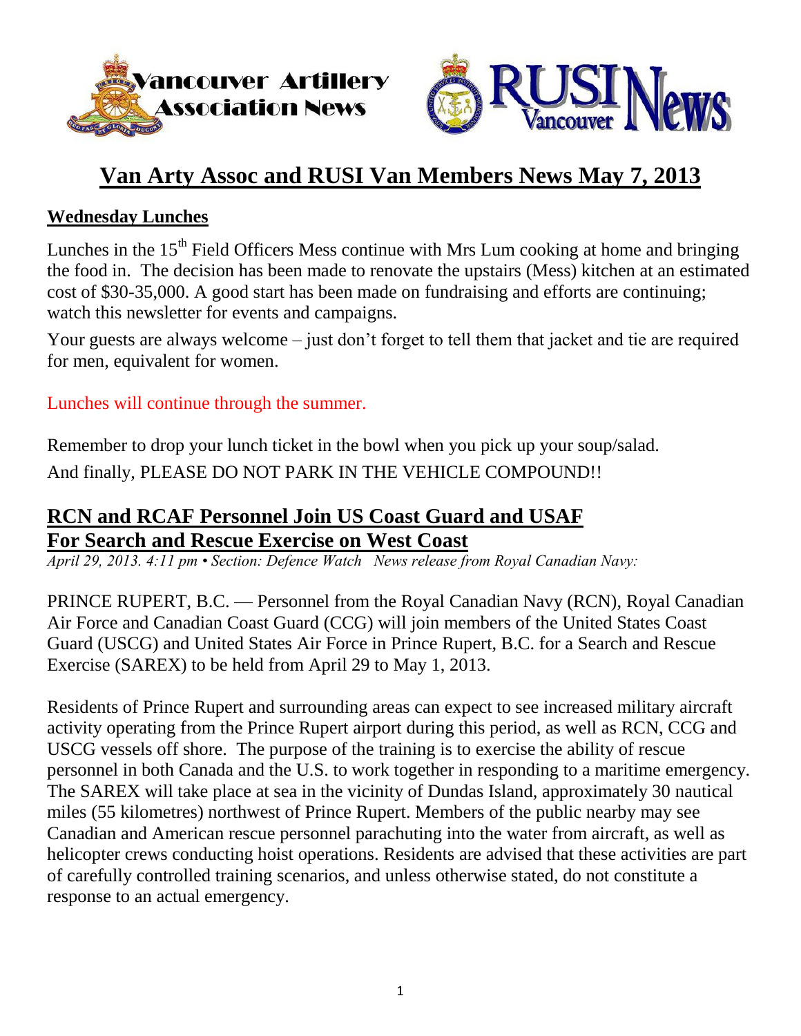# Van Arty Assoc and RUSI Van Members News May 7, 2013

## Wednesday Lunches

Lunches in the 15th Field Officers Mess continue with Mrs Lum cooking at home and bringing the food in. The decision has been made to renovate the upstairs (Mess) kitchen at an estimated cost of $30-35,000. A good start has been made on fundraising and efforts are continuing; watch this newsletter for events and campaigns.

Your guests are always welcome – just don't forget to tell them that jacket and tie are required for men, equivalent for women.

Lunches will continue through the summer.

Remember to drop your lunch ticket in the bowl when you pick up your soup/salad.

And finally, PLEASE DO NOT PARK IN THE VEHICLE COMPOUND!!

## RCN and RCAF Personnel Join US Coast Guard and USAF For Search and Rescue Exercise on West Coast

*April 29, 2013. 4:11 pm • Section: Defence Watch News release from Royal Canadian Navy:*

PRINCE RUPERT, B.C. — Personnel from the Royal Canadian Navy (RCN), Royal Canadian Air Force and Canadian Coast Guard (CCG) will join members of the United States Coast Guard (USCG) and United States Air Force in Prince Rupert, B.C. for a Search and Rescue Exercise (SAREX) to be held from April 29 to May 1, 2013.

Residents of Prince Rupert and surrounding areas can expect to see increased military aircraft activity operating from the Prince Rupert airport during this period, as well as RCN, CCG and USCG vessels off shore. The purpose of the training is to exercise the ability of rescue personnel in both Canada and the U.S. to work together in responding to a maritime emergency. The SAREX will take place at sea in the vicinity of Dundas Island, approximately 30 nautical miles (55 kilometres) northwest of Prince Rupert. Members of the public nearby may see Canadian and American rescue personnel parachuting into the water from aircraft, as well as helicopter crews conducting hoist operations. Residents are advised that these activities are part of carefully controlled training scenarios, and unless otherwise stated, do not constitute a response to an actual emergency.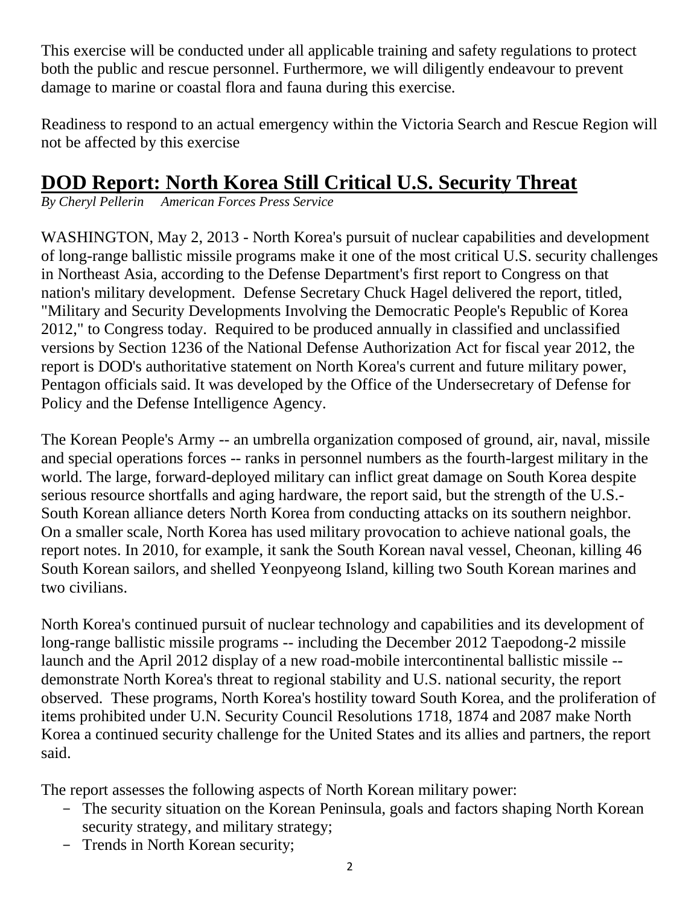This exercise will be conducted under all applicable training and safety regulations to protect both the public and rescue personnel. Furthermore, we will diligently endeavour to prevent damage to marine or coastal flora and fauna during this exercise.

Readiness to respond to an actual emergency within the Victoria Search and Rescue Region will not be affected by this exercise

## DOD Report: North Korea Still Critical U.S. Security Threat

*By Cheryl Pellerin American Forces Press Service*

WASHINGTON, May 2, 2013 - North Korea's pursuit of nuclear capabilities and development of long-range ballistic missile programs make it one of the most critical U.S. security challenges in Northeast Asia, according to the Defense Department's first report to Congress on that nation's military development. Defense Secretary Chuck Hagel delivered the report, titled, "Military and Security Developments Involving the Democratic People's Republic of Korea 2012," to Congress today. Required to be produced annually in classified and unclassified versions by Section 1236 of the National Defense Authorization Act for fiscal year 2012, the report is DOD's authoritative statement on North Korea's current and future military power, Pentagon officials said. It was developed by the Office of the Undersecretary of Defense for Policy and the Defense Intelligence Agency.

The Korean People's Army -- an umbrella organization composed of ground, air, naval, missile and special operations forces -- ranks in personnel numbers as the fourth-largest military in the world. The large, forward-deployed military can inflict great damage on South Korea despite serious resource shortfalls and aging hardware, the report said, but the strength of the U.S.-South Korean alliance deters North Korea from conducting attacks on its southern neighbor. On a smaller scale, North Korea has used military provocation to achieve national goals, the report notes. In 2010, for example, it sank the South Korean naval vessel, Cheonan, killing 46 South Korean sailors, and shelled Yeonpyeong Island, killing two South Korean marines and two civilians.

North Korea's continued pursuit of nuclear technology and capabilities and its development of long-range ballistic missile programs -- including the December 2012 Taepodong-2 missile launch and the April 2012 display of a new road-mobile intercontinental ballistic missile -- demonstrate North Korea's threat to regional stability and U.S. national security, the report observed. These programs, North Korea's hostility toward South Korea, and the proliferation of items prohibited under U.N. Security Council Resolutions 1718, 1874 and 2087 make North Korea a continued security challenge for the United States and its allies and partners, the report said.

The report assesses the following aspects of North Korean military power:

- The security situation on the Korean Peninsula, goals and factors shaping North Korean security strategy, and military strategy;
- Trends in North Korean security;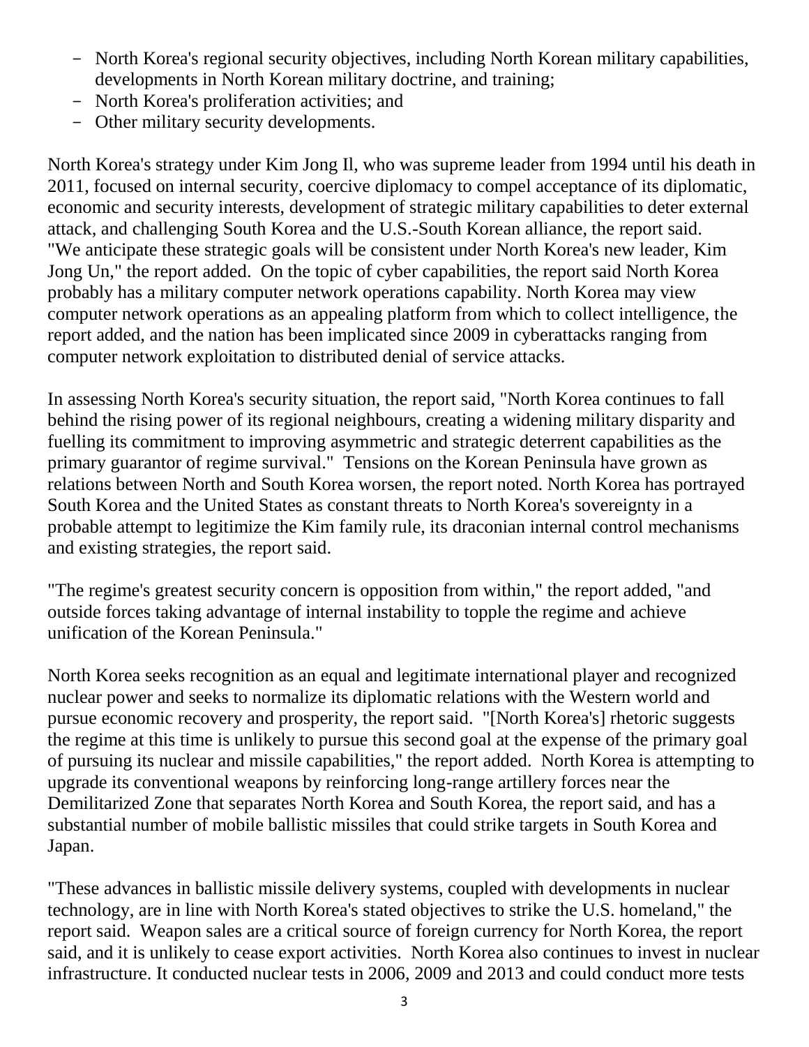- North Korea's regional security objectives, including North Korean military capabilities, developments in North Korean military doctrine, and training;
- North Korea's proliferation activities; and
- Other military security developments.

North Korea's strategy under Kim Jong Il, who was supreme leader from 1994 until his death in 2011, focused on internal security, coercive diplomacy to compel acceptance of its diplomatic, economic and security interests, development of strategic military capabilities to deter external attack, and challenging South Korea and the U.S.-South Korean alliance, the report said. "We anticipate these strategic goals will be consistent under North Korea's new leader, Kim Jong Un," the report added. On the topic of cyber capabilities, the report said North Korea probably has a military computer network operations capability. North Korea may view computer network operations as an appealing platform from which to collect intelligence, the report added, and the nation has been implicated since 2009 in cyberattacks ranging from computer network exploitation to distributed denial of service attacks.

In assessing North Korea's security situation, the report said, "North Korea continues to fall behind the rising power of its regional neighbours, creating a widening military disparity and fuelling its commitment to improving asymmetric and strategic deterrent capabilities as the primary guarantor of regime survival." Tensions on the Korean Peninsula have grown as relations between North and South Korea worsen, the report noted. North Korea has portrayed South Korea and the United States as constant threats to North Korea's sovereignty in a probable attempt to legitimize the Kim family rule, its draconian internal control mechanisms and existing strategies, the report said.

"The regime's greatest security concern is opposition from within," the report added, "and outside forces taking advantage of internal instability to topple the regime and achieve unification of the Korean Peninsula."

North Korea seeks recognition as an equal and legitimate international player and recognized nuclear power and seeks to normalize its diplomatic relations with the Western world and pursue economic recovery and prosperity, the report said. "[North Korea's] rhetoric suggests the regime at this time is unlikely to pursue this second goal at the expense of the primary goal of pursuing its nuclear and missile capabilities," the report added. North Korea is attempting to upgrade its conventional weapons by reinforcing long-range artillery forces near the Demilitarized Zone that separates North Korea and South Korea, the report said, and has a substantial number of mobile ballistic missiles that could strike targets in South Korea and Japan.

"These advances in ballistic missile delivery systems, coupled with developments in nuclear technology, are in line with North Korea's stated objectives to strike the U.S. homeland," the report said. Weapon sales are a critical source of foreign currency for North Korea, the report said, and it is unlikely to cease export activities. North Korea also continues to invest in nuclear infrastructure. It conducted nuclear tests in 2006, 2009 and 2013 and could conduct more tests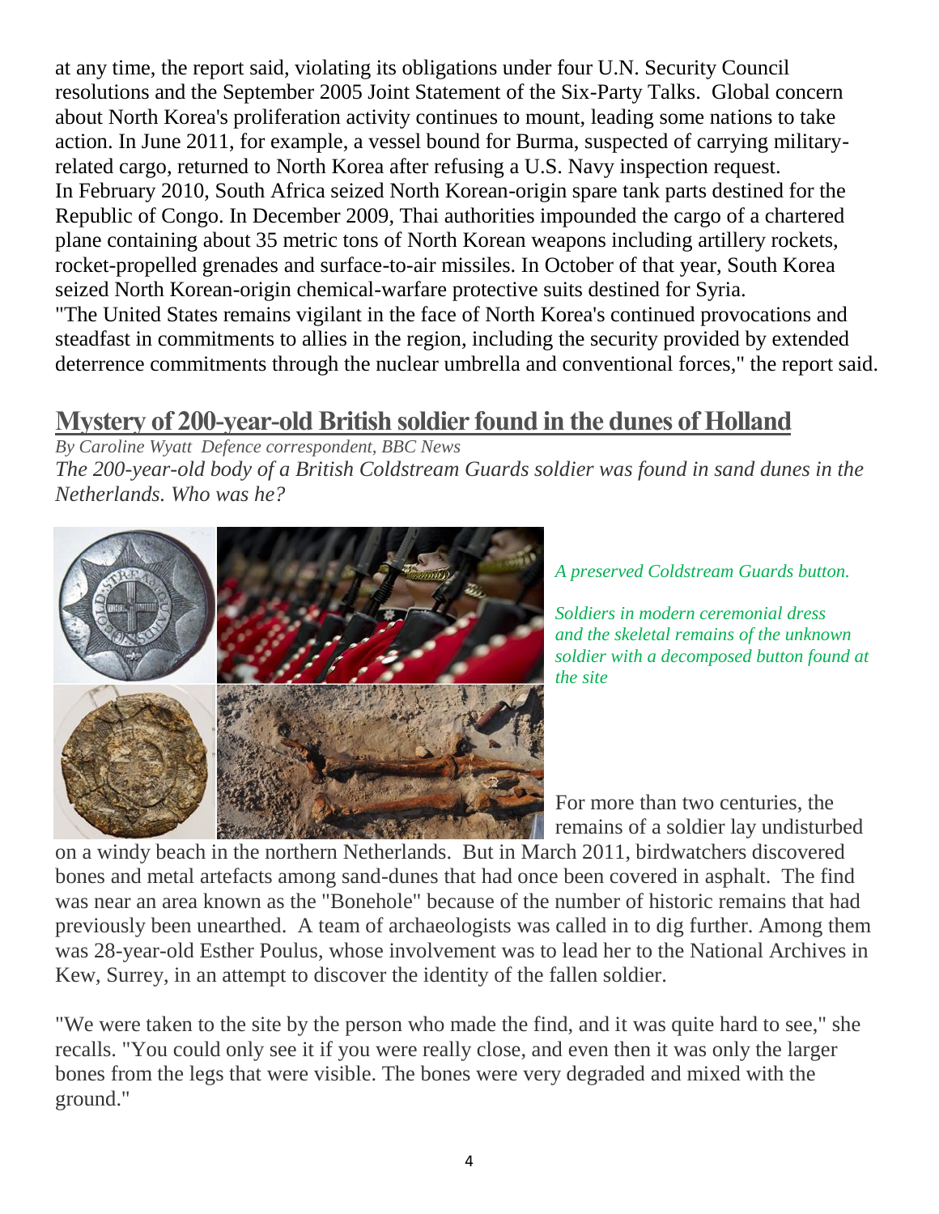at any time, the report said, violating its obligations under four U.N. Security Council resolutions and the September 2005 Joint Statement of the Six-Party Talks. Global concern about North Korea's proliferation activity continues to mount, leading some nations to take action. In June 2011, for example, a vessel bound for Burma, suspected of carrying military-related cargo, returned to North Korea after refusing a U.S. Navy inspection request.
In February 2010, South Africa seized North Korean-origin spare tank parts destined for the Republic of Congo. In December 2009, Thai authorities impounded the cargo of a chartered plane containing about 35 metric tons of North Korean weapons including artillery rockets, rocket-propelled grenades and surface-to-air missiles. In October of that year, South Korea seized North Korean-origin chemical-warfare protective suits destined for Syria.
"The United States remains vigilant in the face of North Korea's continued provocations and steadfast in commitments to allies in the region, including the security provided by extended deterrence commitments through the nuclear umbrella and conventional forces," the report said.

## Mystery of 200-year-old British soldier found in the dunes of Holland

*By Caroline Wyatt Defence correspondent, BBC News*

*The 200-year-old body of a British Coldstream Guards soldier was found in sand dunes in the Netherlands. Who was he?*

*A preserved Coldstream Guards button.*

*Soldiers in modern ceremonial dress and the skeletal remains of the unknown soldier with a decomposed button found at the site*

For more than two centuries, the remains of a soldier lay undisturbed on a windy beach in the northern Netherlands. But in March 2011, birdwatchers discovered bones and metal artefacts among sand-dunes that had once been covered in asphalt. The find was near an area known as the "Bonehole" because of the number of historic remains that had previously been unearthed. A team of archaeologists was called in to dig further. Among them was 28-year-old Esther Poulus, whose involvement was to lead her to the National Archives in Kew, Surrey, in an attempt to discover the identity of the fallen soldier.

"We were taken to the site by the person who made the find, and it was quite hard to see," she recalls. "You could only see it if you were really close, and even then it was only the larger bones from the legs that were visible. The bones were very degraded and mixed with the ground."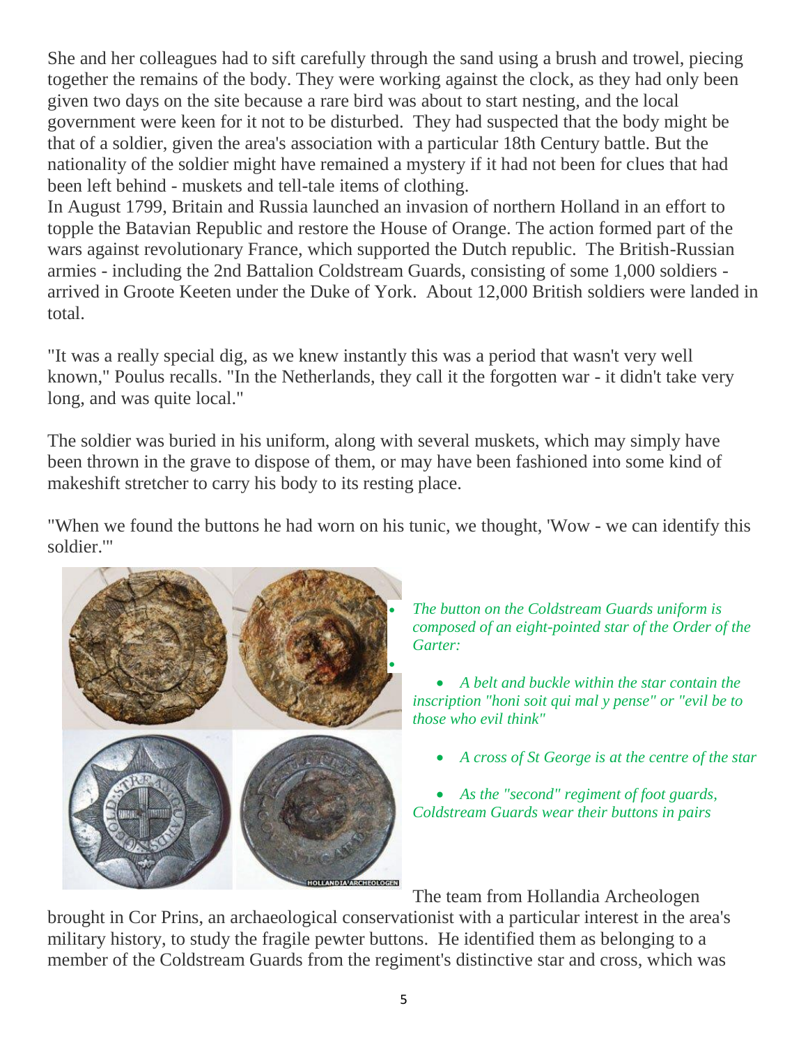She and her colleagues had to sift carefully through the sand using a brush and trowel, piecing together the remains of the body. They were working against the clock, as they had only been given two days on the site because a rare bird was about to start nesting, and the local government were keen for it not to be disturbed. They had suspected that the body might be that of a soldier, given the area's association with a particular 18th Century battle. But the nationality of the soldier might have remained a mystery if it had not been for clues that had been left behind - muskets and tell-tale items of clothing.

In August 1799, Britain and Russia launched an invasion of northern Holland in an effort to topple the Batavian Republic and restore the House of Orange. The action formed part of the wars against revolutionary France, which supported the Dutch republic. The British-Russian armies - including the 2nd Battalion Coldstream Guards, consisting of some 1,000 soldiers - arrived in Groote Keeten under the Duke of York. About 12,000 British soldiers were landed in total.

"It was a really special dig, as we knew instantly this was a period that wasn't very well known," Poulus recalls. "In the Netherlands, they call it the forgotten war - it didn't take very long, and was quite local."

The soldier was buried in his uniform, along with several muskets, which may simply have been thrown in the grave to dispose of them, or may have been fashioned into some kind of makeshift stretcher to carry his body to its resting place.

"When we found the buttons he had worn on his tunic, we thought, 'Wow - we can identify this soldier.'"

- *The button on the Coldstream Guards uniform is composed of an eight-pointed star of the Order of the Garter:*
- *A belt and buckle within the star contain the inscription "honi soit qui mal y pense" or "evil be to those who evil think"*
- *A cross of St George is at the centre of the star*
- *As the "second" regiment of foot guards, Coldstream Guards wear their buttons in pairs*

The team from Hollandia Archeologen brought in Cor Prins, an archaeological conservationist with a particular interest in the area's military history, to study the fragile pewter buttons. He identified them as belonging to a member of the Coldstream Guards from the regiment's distinctive star and cross, which was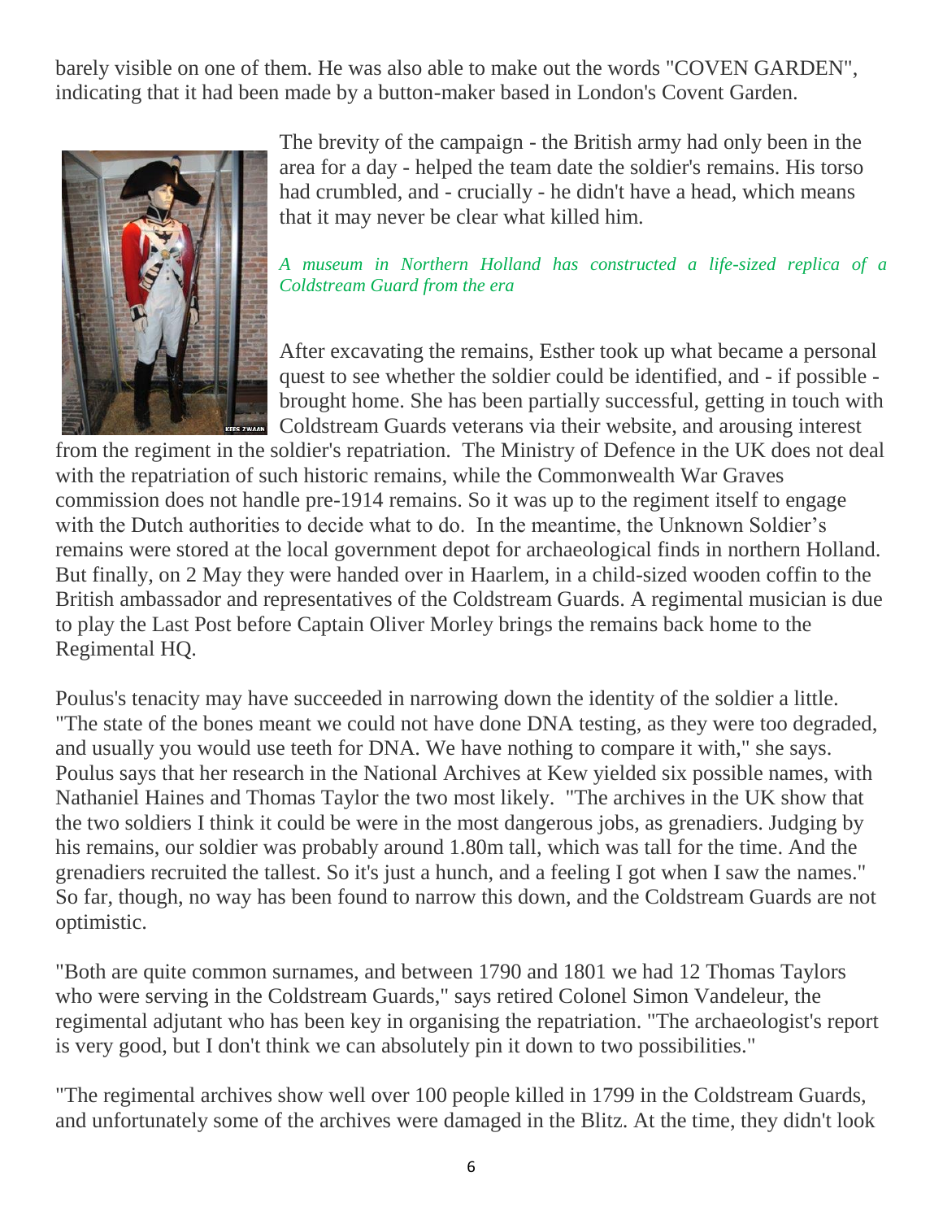barely visible on one of them. He was also able to make out the words "COVEN GARDEN", indicating that it had been made by a button-maker based in London's Covent Garden.

The brevity of the campaign - the British army had only been in the area for a day - helped the team date the soldier's remains. His torso had crumbled, and - crucially - he didn't have a head, which means that it may never be clear what killed him.

*A museum in Northern Holland has constructed a life-sized replica of a Coldstream Guard from the era*

After excavating the remains, Esther took up what became a personal quest to see whether the soldier could be identified, and - if possible - brought home. She has been partially successful, getting in touch with Coldstream Guards veterans via their website, and arousing interest from the regiment in the soldier's repatriation. The Ministry of Defence in the UK does not deal with the repatriation of such historic remains, while the Commonwealth War Graves commission does not handle pre-1914 remains. So it was up to the regiment itself to engage with the Dutch authorities to decide what to do. In the meantime, the Unknown Soldier's remains were stored at the local government depot for archaeological finds in northern Holland. But finally, on 2 May they were handed over in Haarlem, in a child-sized wooden coffin to the British ambassador and representatives of the Coldstream Guards. A regimental musician is due to play the Last Post before Captain Oliver Morley brings the remains back home to the Regimental HQ.

Poulus's tenacity may have succeeded in narrowing down the identity of the soldier a little. "The state of the bones meant we could not have done DNA testing, as they were too degraded, and usually you would use teeth for DNA. We have nothing to compare it with," she says. Poulus says that her research in the National Archives at Kew yielded six possible names, with Nathaniel Haines and Thomas Taylor the two most likely. "The archives in the UK show that the two soldiers I think it could be were in the most dangerous jobs, as grenadiers. Judging by his remains, our soldier was probably around 1.80m tall, which was tall for the time. And the grenadiers recruited the tallest. So it's just a hunch, and a feeling I got when I saw the names." So far, though, no way has been found to narrow this down, and the Coldstream Guards are not optimistic.

"Both are quite common surnames, and between 1790 and 1801 we had 12 Thomas Taylors who were serving in the Coldstream Guards," says retired Colonel Simon Vandeleur, the regimental adjutant who has been key in organising the repatriation. "The archaeologist's report is very good, but I don't think we can absolutely pin it down to two possibilities."

"The regimental archives show well over 100 people killed in 1799 in the Coldstream Guards, and unfortunately some of the archives were damaged in the Blitz. At the time, they didn't look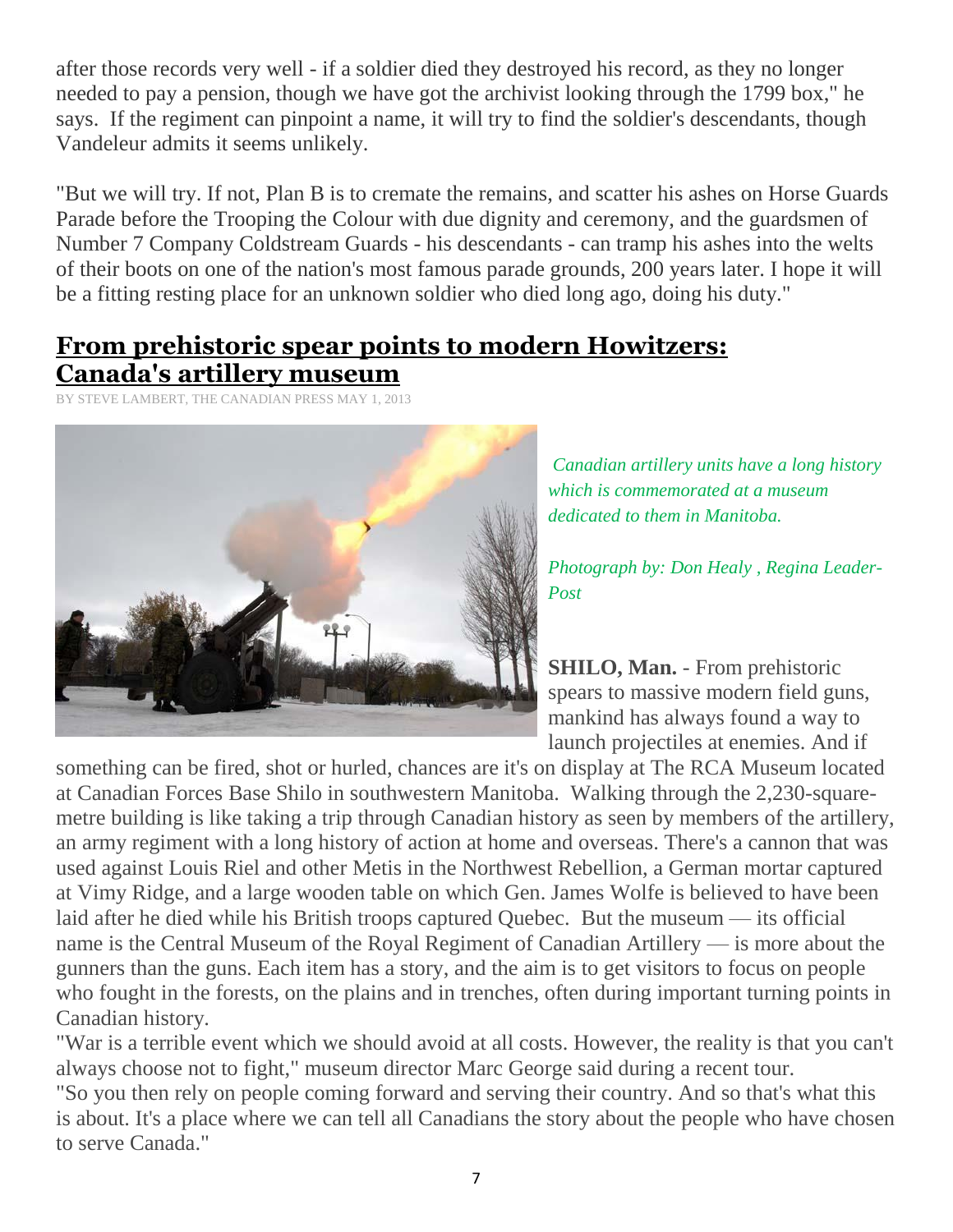after those records very well - if a soldier died they destroyed his record, as they no longer needed to pay a pension, though we have got the archivist looking through the 1799 box," he says. If the regiment can pinpoint a name, it will try to find the soldier's descendants, though Vandeleur admits it seems unlikely.

"But we will try. If not, Plan B is to cremate the remains, and scatter his ashes on Horse Guards Parade before the Trooping the Colour with due dignity and ceremony, and the guardsmen of Number 7 Company Coldstream Guards - his descendants - can tramp his ashes into the welts of their boots on one of the nation's most famous parade grounds, 200 years later. I hope it will be a fitting resting place for an unknown soldier who died long ago, doing his duty."

## From prehistoric spear points to modern Howitzers: Canada's artillery museum

BY STEVE LAMBERT, THE CANADIAN PRESS MAY 1, 2013

*Canadian artillery units have a long history which is commemorated at a museum dedicated to them in Manitoba.*

*Photograph by: Don Healy , Regina Leader-Post*

**SHILO, Man.** - From prehistoric spears to massive modern field guns, mankind has always found a way to launch projectiles at enemies. And if something can be fired, shot or hurled, chances are it's on display at The RCA Museum located at Canadian Forces Base Shilo in southwestern Manitoba. Walking through the 2,230-square-metre building is like taking a trip through Canadian history as seen by members of the artillery, an army regiment with a long history of action at home and overseas. There's a cannon that was used against Louis Riel and other Metis in the Northwest Rebellion, a German mortar captured at Vimy Ridge, and a large wooden table on which Gen. James Wolfe is believed to have been laid after he died while his British troops captured Quebec. But the museum — its official name is the Central Museum of the Royal Regiment of Canadian Artillery — is more about the gunners than the guns. Each item has a story, and the aim is to get visitors to focus on people who fought in the forests, on the plains and in trenches, often during important turning points in Canadian history.

"War is a terrible event which we should avoid at all costs. However, the reality is that you can't always choose not to fight," museum director Marc George said during a recent tour.

"So you then rely on people coming forward and serving their country. And so that's what this is about. It's a place where we can tell all Canadians the story about the people who have chosen to serve Canada."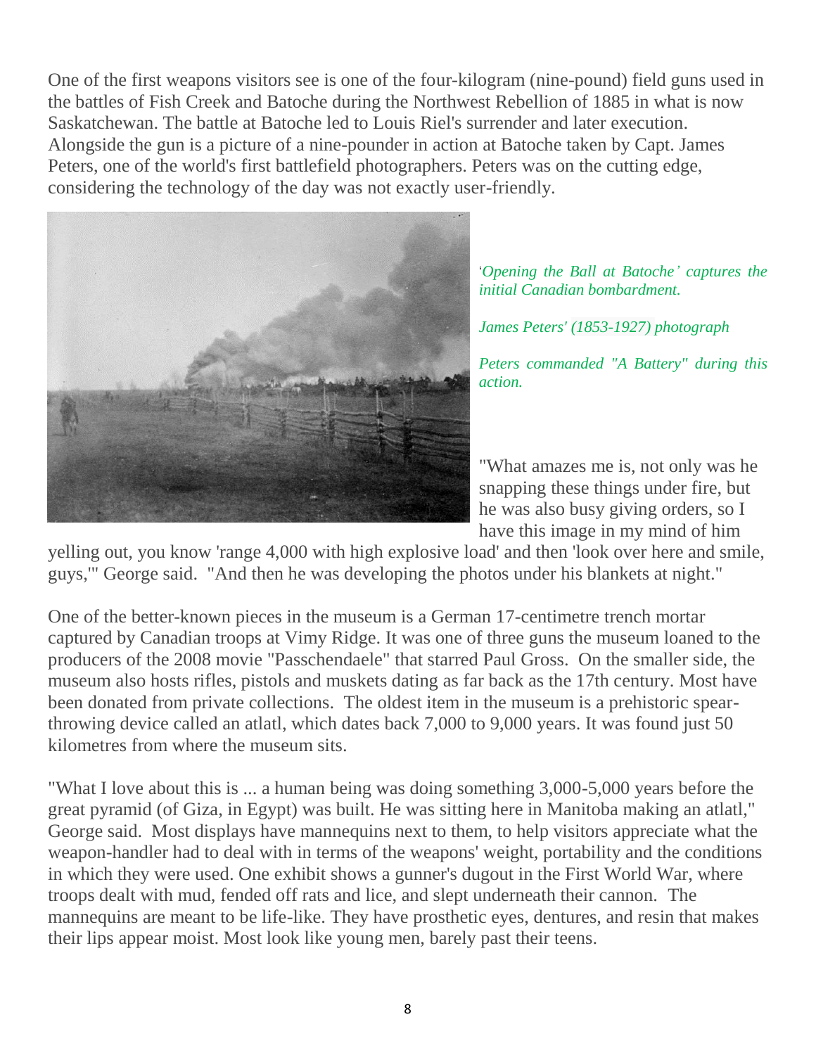One of the first weapons visitors see is one of the four-kilogram (nine-pound) field guns used in the battles of Fish Creek and Batoche during the Northwest Rebellion of 1885 in what is now Saskatchewan. The battle at Batoche led to Louis Riel's surrender and later execution. Alongside the gun is a picture of a nine-pounder in action at Batoche taken by Capt. James Peters, one of the world's first battlefield photographers. Peters was on the cutting edge, considering the technology of the day was not exactly user-friendly.

*'Opening the Ball at Batoche' captures the initial Canadian bombardment.*

*James Peters' (1853-1927) photograph*

*Peters commanded "A Battery" during this action.*

"What amazes me is, not only was he snapping these things under fire, but he was also busy giving orders, so I have this image in my mind of him yelling out, you know 'range 4,000 with high explosive load' and then 'look over here and smile, guys,'" George said. "And then he was developing the photos under his blankets at night."

One of the better-known pieces in the museum is a German 17-centimetre trench mortar captured by Canadian troops at Vimy Ridge. It was one of three guns the museum loaned to the producers of the 2008 movie "Passchendaele" that starred Paul Gross. On the smaller side, the museum also hosts rifles, pistols and muskets dating as far back as the 17th century. Most have been donated from private collections. The oldest item in the museum is a prehistoric spear-throwing device called an atlatl, which dates back 7,000 to 9,000 years. It was found just 50 kilometres from where the museum sits.

"What I love about this is ... a human being was doing something 3,000-5,000 years before the great pyramid (of Giza, in Egypt) was built. He was sitting here in Manitoba making an atlatl," George said. Most displays have mannequins next to them, to help visitors appreciate what the weapon-handler had to deal with in terms of the weapons' weight, portability and the conditions in which they were used. One exhibit shows a gunner's dugout in the First World War, where troops dealt with mud, fended off rats and lice, and slept underneath their cannon. The mannequins are meant to be life-like. They have prosthetic eyes, dentures, and resin that makes their lips appear moist. Most look like young men, barely past their teens.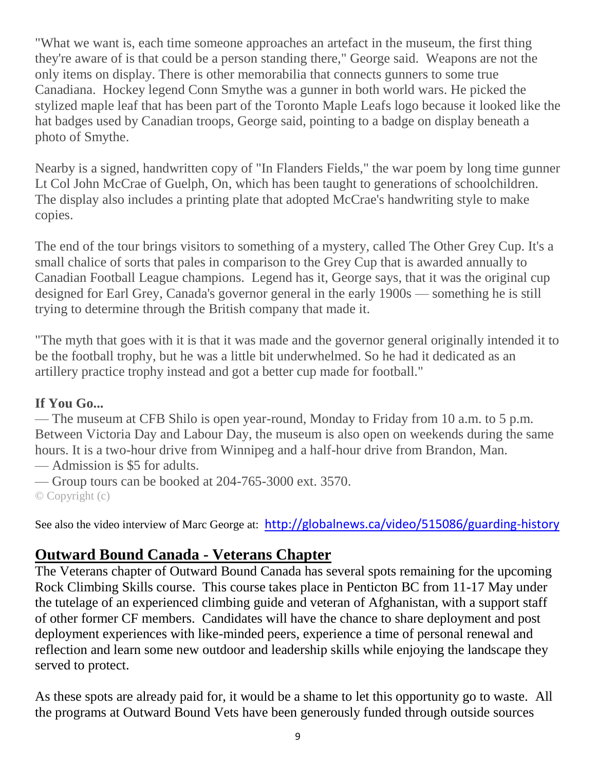"What we want is, each time someone approaches an artefact in the museum, the first thing they're aware of is that could be a person standing there," George said. Weapons are not the only items on display. There is other memorabilia that connects gunners to some true Canadiana. Hockey legend Conn Smythe was a gunner in both world wars. He picked the stylized maple leaf that has been part of the Toronto Maple Leafs logo because it looked like the hat badges used by Canadian troops, George said, pointing to a badge on display beneath a photo of Smythe.

Nearby is a signed, handwritten copy of "In Flanders Fields," the war poem by long time gunner Lt Col John McCrae of Guelph, On, which has been taught to generations of schoolchildren. The display also includes a printing plate that adopted McCrae's handwriting style to make copies.

The end of the tour brings visitors to something of a mystery, called The Other Grey Cup. It's a small chalice of sorts that pales in comparison to the Grey Cup that is awarded annually to Canadian Football League champions. Legend has it, George says, that it was the original cup designed for Earl Grey, Canada's governor general in the early 1900s — something he is still trying to determine through the British company that made it.

"The myth that goes with it is that it was made and the governor general originally intended it to be the football trophy, but he was a little bit underwhelmed. So he had it dedicated as an artillery practice trophy instead and got a better cup made for football."

**If You Go...**

— The museum at CFB Shilo is open year-round, Monday to Friday from 10 a.m. to 5 p.m. Between Victoria Day and Labour Day, the museum is also open on weekends during the same hours. It is a two-hour drive from Winnipeg and a half-hour drive from Brandon, Man.
— Admission is $5 for adults.
— Group tours can be booked at 204-765-3000 ext. 3570.
© Copyright (c)

See also the video interview of Marc George at: http://globalnews.ca/video/515086/guarding-history

## Outward Bound Canada - Veterans Chapter

The Veterans chapter of Outward Bound Canada has several spots remaining for the upcoming Rock Climbing Skills course. This course takes place in Penticton BC from 11-17 May under the tutelage of an experienced climbing guide and veteran of Afghanistan, with a support staff of other former CF members. Candidates will have the chance to share deployment and post deployment experiences with like-minded peers, experience a time of personal renewal and reflection and learn some new outdoor and leadership skills while enjoying the landscape they served to protect.

As these spots are already paid for, it would be a shame to let this opportunity go to waste. All the programs at Outward Bound Vets have been generously funded through outside sources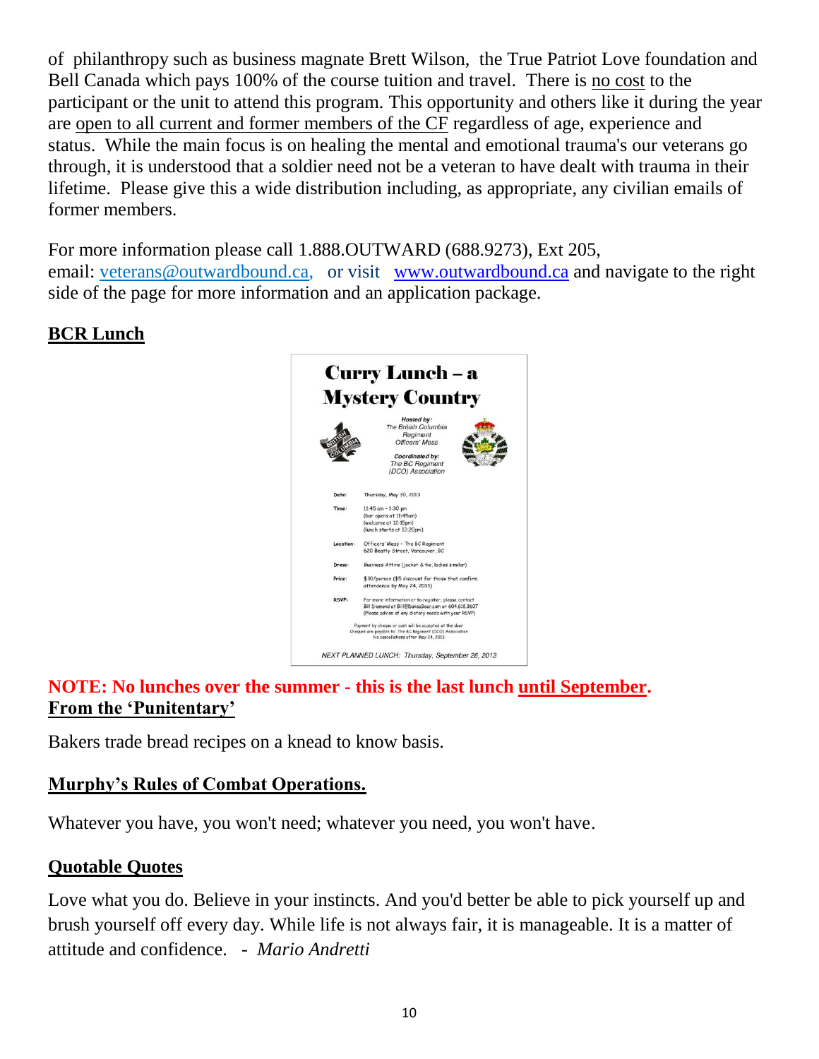of philanthropy such as business magnate Brett Wilson, the True Patriot Love foundation and Bell Canada which pays 100% of the course tuition and travel. There is no cost to the participant or the unit to attend this program. This opportunity and others like it during the year are open to all current and former members of the CF regardless of age, experience and status. While the main focus is on healing the mental and emotional trauma's our veterans go through, it is understood that a soldier need not be a veteran to have dealt with trauma in their lifetime. Please give this a wide distribution including, as appropriate, any civilian emails of former members.

For more information please call 1.888.OUTWARD (688.9273), Ext 205, email: veterans@outwardbound.ca, or visit www.outwardbound.ca and navigate to the right side of the page for more information and an application package.

## BCR Lunch

**Curry Lunch – a Mystery Country**

*Hosted by:*
*The British Columbia Regiment Officers' Mess*

*Coordinated by:*
*The BC Regiment (DCO) Association*

| | |
|---|---|
| Date: | Thursday, May 30, 2013 |
| Time: | 11:45 am - 1:30 pm (bar opens at 11:45am) (welcome at 12:15pm) (lunch starts at 12:20pm) |
| Location: | Officers' Mess - The BC Regiment 620 Beatty Street, Vancouver, BC |
| Dress: | Business Attire (jacket & tie, ladies similar) |
| Price: | $30/person ($5 discount for those that confirm attendance by May 24, 2013) |
| RSVP: | For more information or to register, please contact Bill Diamond at Bill@DukesBear.com or 604.618.3607 (Please advise of any dietary needs with your RSVP) |

Payment by cheque or cash will be accepted at the door
Cheques are payable to: The BC Regiment (DCO) Association
No cancellations after May 24, 2013

*NEXT PLANNED LUNCH: Thursday, September 26, 2013*

**NOTE: No lunches over the summer - this is the last lunch until September.**

## From the 'Punitentary'

Bakers trade bread recipes on a knead to know basis.

## Murphy's Rules of Combat Operations.

Whatever you have, you won't need; whatever you need, you won't have.

## Quotable Quotes

Love what you do. Believe in your instincts. And you'd better be able to pick yourself up and brush yourself off every day. While life is not always fair, it is manageable. It is a matter of attitude and confidence. - *Mario Andretti*